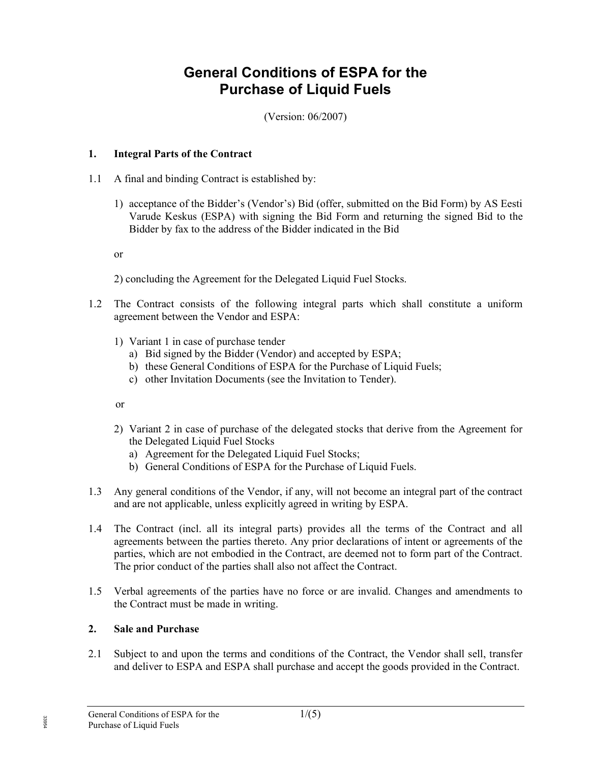# General Conditions of ESPA for the Purchase of Liquid Fuels

(Version: 06/2007)

## 1. Integral Parts of the Contract

1.1 A final and binding Contract is established by:

1) acceptance of the Bidder's (Vendor's) Bid (offer, submitted on the Bid Form) by AS Eesti Varude Keskus (ESPA) with signing the Bid Form and returning the signed Bid to the Bidder by fax to the address of the Bidder indicated in the Bid

or

2) concluding the Agreement for the Delegated Liquid Fuel Stocks.

1.2 The Contract consists of the following integral parts which shall constitute a uniform agreement between the Vendor and ESPA:

1) Variant 1 in case of purchase tender
   a) Bid signed by the Bidder (Vendor) and accepted by ESPA;
   b) these General Conditions of ESPA for the Purchase of Liquid Fuels;
   c) other Invitation Documents (see the Invitation to Tender).

or

2) Variant 2 in case of purchase of the delegated stocks that derive from the Agreement for the Delegated Liquid Fuel Stocks
   a) Agreement for the Delegated Liquid Fuel Stocks;
   b) General Conditions of ESPA for the Purchase of Liquid Fuels.

1.3 Any general conditions of the Vendor, if any, will not become an integral part of the contract and are not applicable, unless explicitly agreed in writing by ESPA.

1.4 The Contract (incl. all its integral parts) provides all the terms of the Contract and all agreements between the parties thereto. Any prior declarations of intent or agreements of the parties, which are not embodied in the Contract, are deemed not to form part of the Contract. The prior conduct of the parties shall also not affect the Contract.

1.5 Verbal agreements of the parties have no force or are invalid. Changes and amendments to the Contract must be made in writing.

## 2. Sale and Purchase

2.1 Subject to and upon the terms and conditions of the Contract, the Vendor shall sell, transfer and deliver to ESPA and ESPA shall purchase and accept the goods provided in the Contract.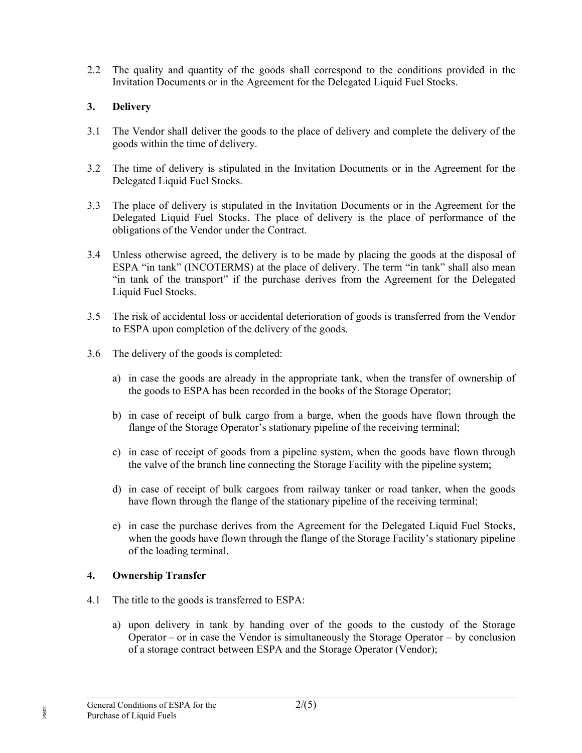2.2 The quality and quantity of the goods shall correspond to the conditions provided in the Invitation Documents or in the Agreement for the Delegated Liquid Fuel Stocks.

## 3. Delivery

3.1 The Vendor shall deliver the goods to the place of delivery and complete the delivery of the goods within the time of delivery.

3.2 The time of delivery is stipulated in the Invitation Documents or in the Agreement for the Delegated Liquid Fuel Stocks.

3.3 The place of delivery is stipulated in the Invitation Documents or in the Agreement for the Delegated Liquid Fuel Stocks. The place of delivery is the place of performance of the obligations of the Vendor under the Contract.

3.4 Unless otherwise agreed, the delivery is to be made by placing the goods at the disposal of ESPA "in tank" (INCOTERMS) at the place of delivery. The term "in tank" shall also mean "in tank of the transport" if the purchase derives from the Agreement for the Delegated Liquid Fuel Stocks.

3.5 The risk of accidental loss or accidental deterioration of goods is transferred from the Vendor to ESPA upon completion of the delivery of the goods.

3.6 The delivery of the goods is completed:

a) in case the goods are already in the appropriate tank, when the transfer of ownership of the goods to ESPA has been recorded in the books of the Storage Operator;

b) in case of receipt of bulk cargo from a barge, when the goods have flown through the flange of the Storage Operator's stationary pipeline of the receiving terminal;

c) in case of receipt of goods from a pipeline system, when the goods have flown through the valve of the branch line connecting the Storage Facility with the pipeline system;

d) in case of receipt of bulk cargoes from railway tanker or road tanker, when the goods have flown through the flange of the stationary pipeline of the receiving terminal;

e) in case the purchase derives from the Agreement for the Delegated Liquid Fuel Stocks, when the goods have flown through the flange of the Storage Facility's stationary pipeline of the loading terminal.

## 4. Ownership Transfer

4.1 The title to the goods is transferred to ESPA:

a) upon delivery in tank by handing over of the goods to the custody of the Storage Operator – or in case the Vendor is simultaneously the Storage Operator – by conclusion of a storage contract between ESPA and the Storage Operator (Vendor);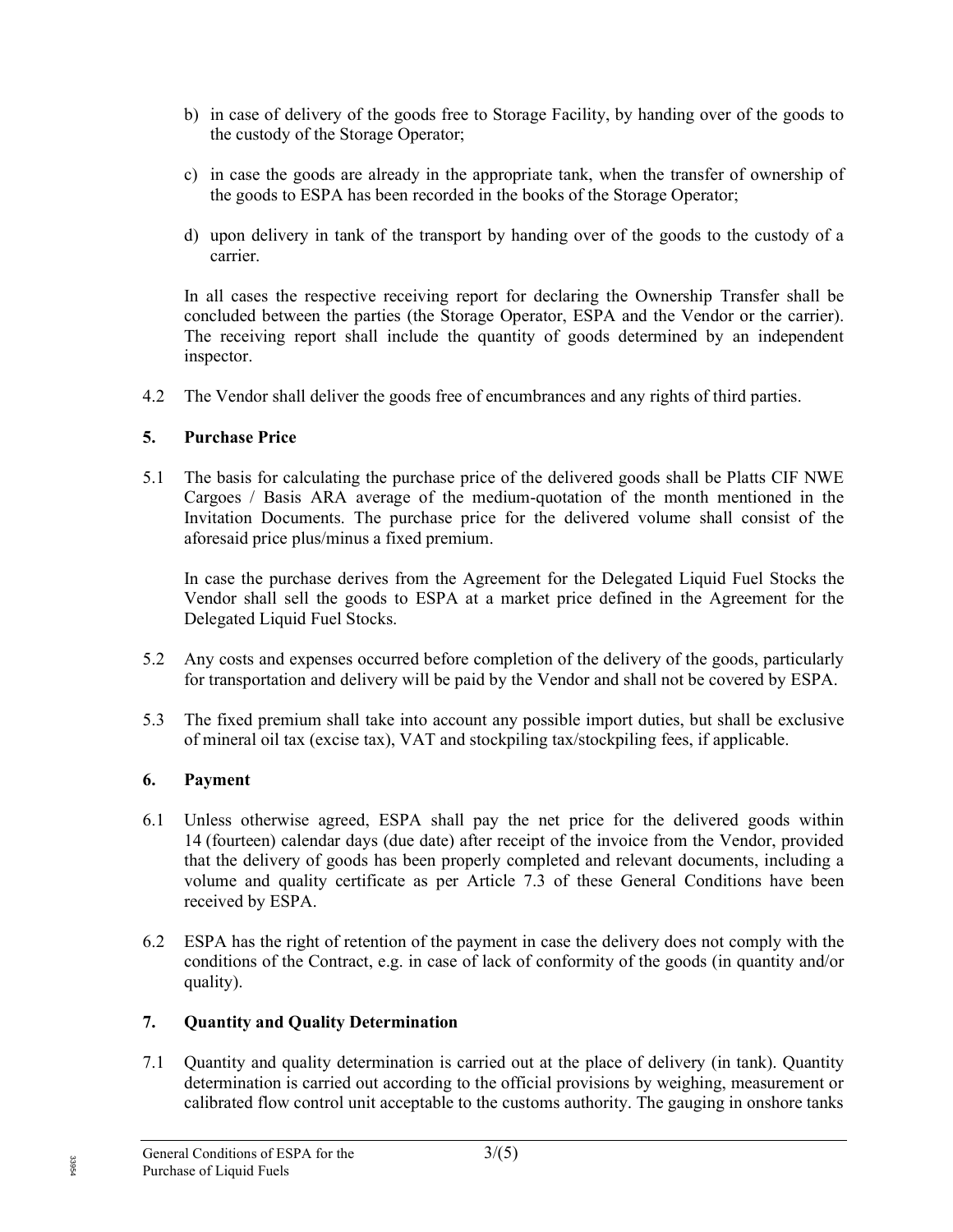b) in case of delivery of the goods free to Storage Facility, by handing over of the goods to the custody of the Storage Operator;

c) in case the goods are already in the appropriate tank, when the transfer of ownership of the goods to ESPA has been recorded in the books of the Storage Operator;

d) upon delivery in tank of the transport by handing over of the goods to the custody of a carrier.

In all cases the respective receiving report for declaring the Ownership Transfer shall be concluded between the parties (the Storage Operator, ESPA and the Vendor or the carrier). The receiving report shall include the quantity of goods determined by an independent inspector.

4.2 The Vendor shall deliver the goods free of encumbrances and any rights of third parties.

## 5. Purchase Price

5.1 The basis for calculating the purchase price of the delivered goods shall be Platts CIF NWE Cargoes / Basis ARA average of the medium-quotation of the month mentioned in the Invitation Documents. The purchase price for the delivered volume shall consist of the aforesaid price plus/minus a fixed premium.

In case the purchase derives from the Agreement for the Delegated Liquid Fuel Stocks the Vendor shall sell the goods to ESPA at a market price defined in the Agreement for the Delegated Liquid Fuel Stocks.

5.2 Any costs and expenses occurred before completion of the delivery of the goods, particularly for transportation and delivery will be paid by the Vendor and shall not be covered by ESPA.

5.3 The fixed premium shall take into account any possible import duties, but shall be exclusive of mineral oil tax (excise tax), VAT and stockpiling tax/stockpiling fees, if applicable.

## 6. Payment

6.1 Unless otherwise agreed, ESPA shall pay the net price for the delivered goods within 14 (fourteen) calendar days (due date) after receipt of the invoice from the Vendor, provided that the delivery of goods has been properly completed and relevant documents, including a volume and quality certificate as per Article 7.3 of these General Conditions have been received by ESPA.

6.2 ESPA has the right of retention of the payment in case the delivery does not comply with the conditions of the Contract, e.g. in case of lack of conformity of the goods (in quantity and/or quality).

## 7. Quantity and Quality Determination

7.1 Quantity and quality determination is carried out at the place of delivery (in tank). Quantity determination is carried out according to the official provisions by weighing, measurement or calibrated flow control unit acceptable to the customs authority. The gauging in onshore tanks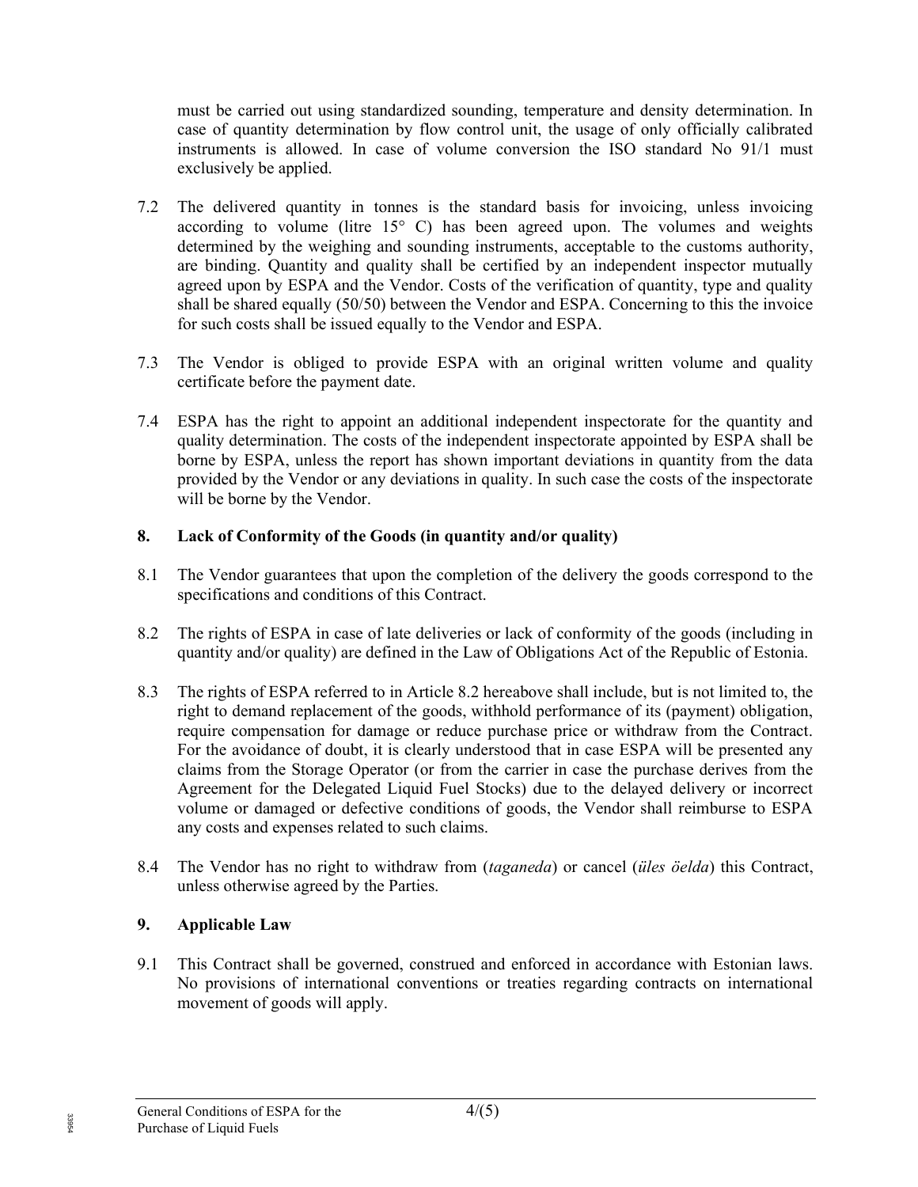must be carried out using standardized sounding, temperature and density determination. In case of quantity determination by flow control unit, the usage of only officially calibrated instruments is allowed. In case of volume conversion the ISO standard No 91/1 must exclusively be applied.

7.2 The delivered quantity in tonnes is the standard basis for invoicing, unless invoicing according to volume (litre 15° C) has been agreed upon. The volumes and weights determined by the weighing and sounding instruments, acceptable to the customs authority, are binding. Quantity and quality shall be certified by an independent inspector mutually agreed upon by ESPA and the Vendor. Costs of the verification of quantity, type and quality shall be shared equally (50/50) between the Vendor and ESPA. Concerning to this the invoice for such costs shall be issued equally to the Vendor and ESPA.

7.3 The Vendor is obliged to provide ESPA with an original written volume and quality certificate before the payment date.

7.4 ESPA has the right to appoint an additional independent inspectorate for the quantity and quality determination. The costs of the independent inspectorate appointed by ESPA shall be borne by ESPA, unless the report has shown important deviations in quantity from the data provided by the Vendor or any deviations in quality. In such case the costs of the inspectorate will be borne by the Vendor.

## 8. Lack of Conformity of the Goods (in quantity and/or quality)

8.1 The Vendor guarantees that upon the completion of the delivery the goods correspond to the specifications and conditions of this Contract.

8.2 The rights of ESPA in case of late deliveries or lack of conformity of the goods (including in quantity and/or quality) are defined in the Law of Obligations Act of the Republic of Estonia.

8.3 The rights of ESPA referred to in Article 8.2 hereabove shall include, but is not limited to, the right to demand replacement of the goods, withhold performance of its (payment) obligation, require compensation for damage or reduce purchase price or withdraw from the Contract. For the avoidance of doubt, it is clearly understood that in case ESPA will be presented any claims from the Storage Operator (or from the carrier in case the purchase derives from the Agreement for the Delegated Liquid Fuel Stocks) due to the delayed delivery or incorrect volume or damaged or defective conditions of goods, the Vendor shall reimburse to ESPA any costs and expenses related to such claims.

8.4 The Vendor has no right to withdraw from (*taganeda*) or cancel (*üles öelda*) this Contract, unless otherwise agreed by the Parties.

## 9. Applicable Law

9.1 This Contract shall be governed, construed and enforced in accordance with Estonian laws. No provisions of international conventions or treaties regarding contracts on international movement of goods will apply.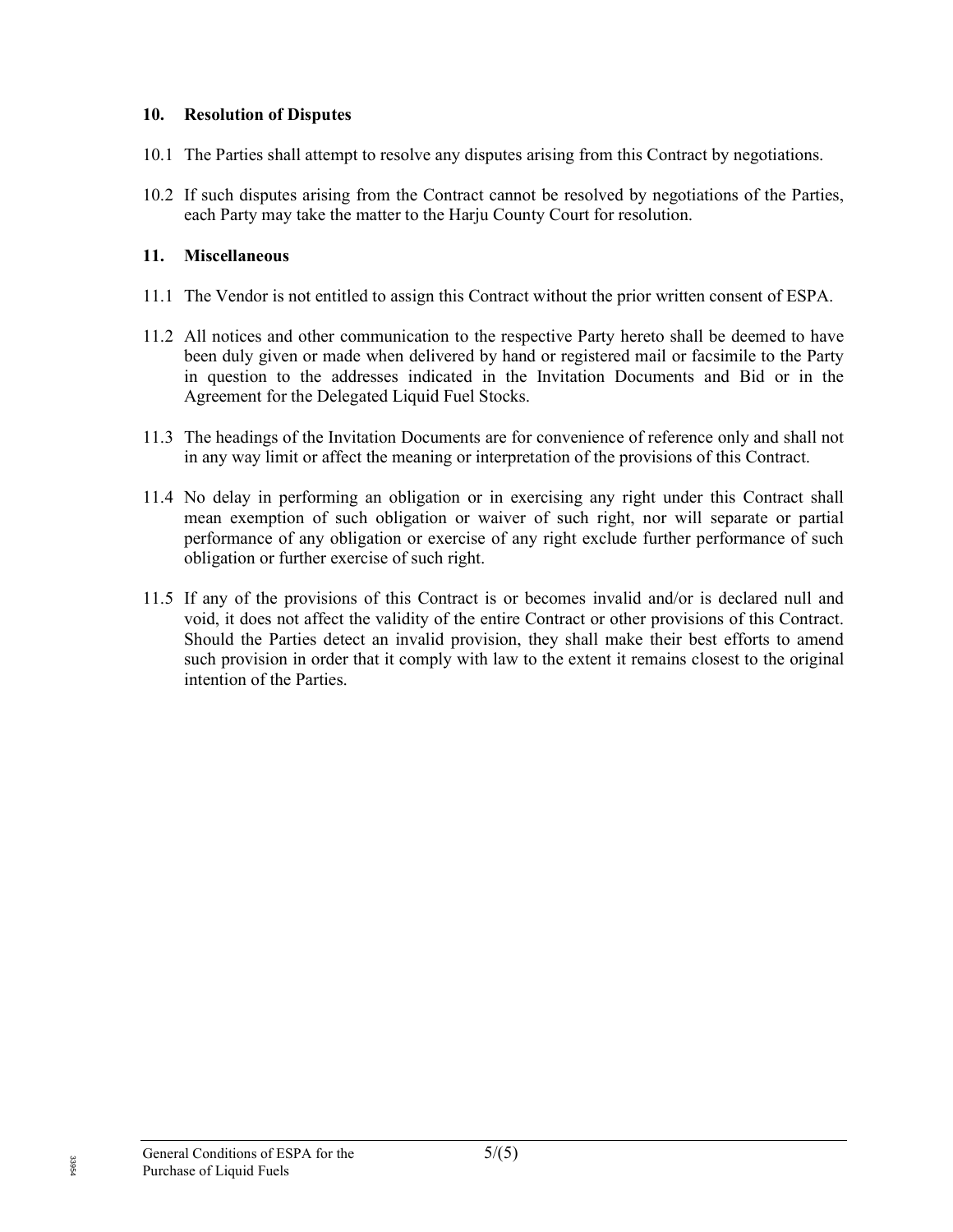## 10. Resolution of Disputes

10.1 The Parties shall attempt to resolve any disputes arising from this Contract by negotiations.

10.2 If such disputes arising from the Contract cannot be resolved by negotiations of the Parties, each Party may take the matter to the Harju County Court for resolution.

## 11. Miscellaneous

11.1 The Vendor is not entitled to assign this Contract without the prior written consent of ESPA.

11.2 All notices and other communication to the respective Party hereto shall be deemed to have been duly given or made when delivered by hand or registered mail or facsimile to the Party in question to the addresses indicated in the Invitation Documents and Bid or in the Agreement for the Delegated Liquid Fuel Stocks.

11.3 The headings of the Invitation Documents are for convenience of reference only and shall not in any way limit or affect the meaning or interpretation of the provisions of this Contract.

11.4 No delay in performing an obligation or in exercising any right under this Contract shall mean exemption of such obligation or waiver of such right, nor will separate or partial performance of any obligation or exercise of any right exclude further performance of such obligation or further exercise of such right.

11.5 If any of the provisions of this Contract is or becomes invalid and/or is declared null and void, it does not affect the validity of the entire Contract or other provisions of this Contract. Should the Parties detect an invalid provision, they shall make their best efforts to amend such provision in order that it comply with law to the extent it remains closest to the original intention of the Parties.